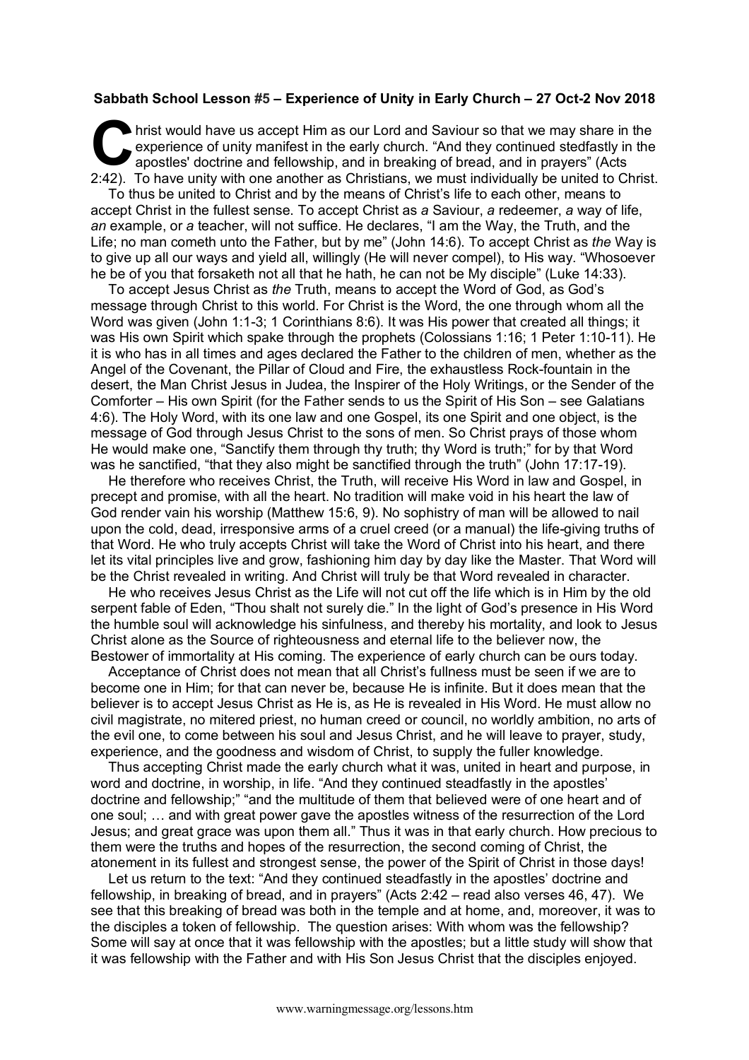**Sabbath School Lesson #5 – Experience of Unity in Early Church – 27 Oct-2 Nov 2018**

Christ would have us accept Him as our Lord and Saviour so that we may share in the experience of unity manifest in the early church. "And they continued stedfastly in the apostles' doctrine and fellowship, and in breaking of bread, and in prayers" (Acts 2:42). To have unity with one another as Christians, we must individually be united to Christ.

To thus be united to Christ and by the means of Christ's life to each other, means to accept Christ in the fullest sense. To accept Christ as *a* Saviour, *a* redeemer, *a* way of life, *an* example, or *a* teacher, will not suffice. He declares, "I am the Way, the Truth, and the Life; no man cometh unto the Father, but by me" (John 14:6). To accept Christ as *the* Way is to give up all our ways and yield all, willingly (He will never compel), to His way. "Whosoever he be of you that forsaketh not all that he hath, he can not be My disciple" (Luke 14:33).

To accept Jesus Christ as *the* Truth, means to accept the Word of God, as God's message through Christ to this world. For Christ is the Word, the one through whom all the Word was given (John 1:1-3; 1 Corinthians 8:6). It was His power that created all things; it was His own Spirit which spake through the prophets (Colossians 1:16; 1 Peter 1:10-11). He it is who has in all times and ages declared the Father to the children of men, whether as the Angel of the Covenant, the Pillar of Cloud and Fire, the exhaustless Rock-fountain in the desert, the Man Christ Jesus in Judea, the Inspirer of the Holy Writings, or the Sender of the Comforter – His own Spirit (for the Father sends to us the Spirit of His Son – see Galatians 4:6). The Holy Word, with its one law and one Gospel, its one Spirit and one object, is the message of God through Jesus Christ to the sons of men. So Christ prays of those whom He would make one, "Sanctify them through thy truth; thy Word is truth;" for by that Word was he sanctified, "that they also might be sanctified through the truth" (John 17:17-19).

He therefore who receives Christ, the Truth, will receive His Word in law and Gospel, in precept and promise, with all the heart. No tradition will make void in his heart the law of God render vain his worship (Matthew 15:6, 9). No sophistry of man will be allowed to nail upon the cold, dead, irresponsive arms of a cruel creed (or a manual) the life-giving truths of that Word. He who truly accepts Christ will take the Word of Christ into his heart, and there let its vital principles live and grow, fashioning him day by day like the Master. That Word will be the Christ revealed in writing. And Christ will truly be that Word revealed in character.

He who receives Jesus Christ as the Life will not cut off the life which is in Him by the old serpent fable of Eden, "Thou shalt not surely die." In the light of God's presence in His Word the humble soul will acknowledge his sinfulness, and thereby his mortality, and look to Jesus Christ alone as the Source of righteousness and eternal life to the believer now, the Bestower of immortality at His coming. The experience of early church can be ours today.

Acceptance of Christ does not mean that all Christ's fullness must be seen if we are to become one in Him; for that can never be, because He is infinite. But it does mean that the believer is to accept Jesus Christ as He is, as He is revealed in His Word. He must allow no civil magistrate, no mitered priest, no human creed or council, no worldly ambition, no arts of the evil one, to come between his soul and Jesus Christ, and he will leave to prayer, study, experience, and the goodness and wisdom of Christ, to supply the fuller knowledge.

Thus accepting Christ made the early church what it was, united in heart and purpose, in word and doctrine, in worship, in life. "And they continued steadfastly in the apostles' doctrine and fellowship;" "and the multitude of them that believed were of one heart and of one soul; … and with great power gave the apostles witness of the resurrection of the Lord Jesus; and great grace was upon them all." Thus it was in that early church. How precious to them were the truths and hopes of the resurrection, the second coming of Christ, the atonement in its fullest and strongest sense, the power of the Spirit of Christ in those days!

Let us return to the text: "And they continued steadfastly in the apostles' doctrine and fellowship, in breaking of bread, and in prayers" (Acts 2:42 – read also verses 46, 47). We see that this breaking of bread was both in the temple and at home, and, moreover, it was to the disciples a token of fellowship. The question arises: With whom was the fellowship? Some will say at once that it was fellowship with the apostles; but a little study will show that it was fellowship with the Father and with His Son Jesus Christ that the disciples enjoyed.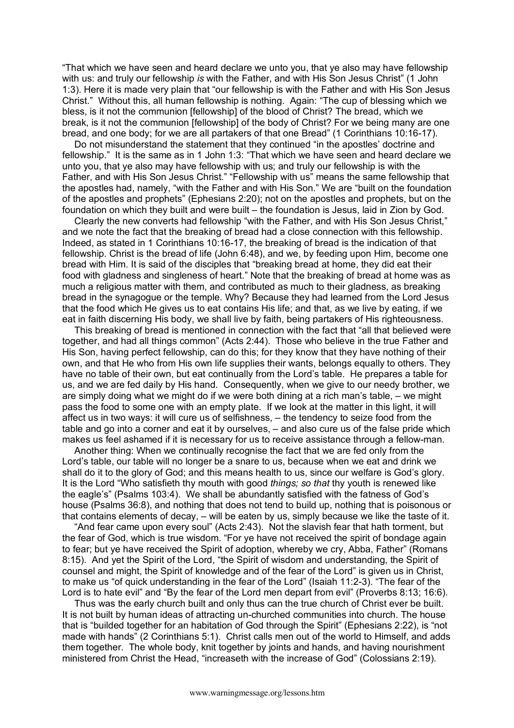"That which we have seen and heard declare we unto you, that ye also may have fellowship with us: and truly our fellowship *is* with the Father, and with His Son Jesus Christ" (1 John 1:3). Here it is made very plain that "our fellowship is with the Father and with His Son Jesus Christ." Without this, all human fellowship is nothing. Again: "The cup of blessing which we bless, is it not the communion [fellowship] of the blood of Christ? The bread, which we break, is it not the communion [fellowship] of the body of Christ? For we being many are one bread, and one body; for we are all partakers of that one Bread" (1 Corinthians 10:16-17).

Do not misunderstand the statement that they continued "in the apostles' doctrine and fellowship." It is the same as in 1 John 1:3: "That which we have seen and heard declare we unto you, that ye also may have fellowship with us; and truly our fellowship is with the Father, and with His Son Jesus Christ." "Fellowship with us" means the same fellowship that the apostles had, namely, "with the Father and with His Son." We are "built on the foundation of the apostles and prophets" (Ephesians 2:20); not on the apostles and prophets, but on the foundation on which they built and were built – the foundation is Jesus, laid in Zion by God.

Clearly the new converts had fellowship "with the Father, and with His Son Jesus Christ," and we note the fact that the breaking of bread had a close connection with this fellowship. Indeed, as stated in 1 Corinthians 10:16-17, the breaking of bread is the indication of that fellowship. Christ is the bread of life (John 6:48), and we, by feeding upon Him, become one bread with Him. It is said of the disciples that "breaking bread at home, they did eat their food with gladness and singleness of heart." Note that the breaking of bread at home was as much a religious matter with them, and contributed as much to their gladness, as breaking bread in the synagogue or the temple. Why? Because they had learned from the Lord Jesus that the food which He gives us to eat contains His life; and that, as we live by eating, if we eat in faith discerning His body, we shall live by faith, being partakers of His righteousness.

This breaking of bread is mentioned in connection with the fact that "all that believed were together, and had all things common" (Acts 2:44). Those who believe in the true Father and His Son, having perfect fellowship, can do this; for they know that they have nothing of their own, and that He who from His own life supplies their wants, belongs equally to others. They have no table of their own, but eat continually from the Lord's table. He prepares a table for us, and we are fed daily by His hand. Consequently, when we give to our needy brother, we are simply doing what we might do if we were both dining at a rich man's table, – we might pass the food to some one with an empty plate. If we look at the matter in this light, it will affect us in two ways: it will cure us of selfishness, – the tendency to seize food from the table and go into a corner and eat it by ourselves, – and also cure us of the false pride which makes us feel ashamed if it is necessary for us to receive assistance through a fellow-man.

Another thing: When we continually recognise the fact that we are fed only from the Lord's table, our table will no longer be a snare to us, because when we eat and drink we shall do it to the glory of God; and this means health to us, since our welfare is God's glory. It is the Lord "Who satisfieth thy mouth with good *things; so that* thy youth is renewed like the eagle's" (Psalms 103:4). We shall be abundantly satisfied with the fatness of God's house (Psalms 36:8), and nothing that does not tend to build up, nothing that is poisonous or that contains elements of decay, – will be eaten by us, simply because we like the taste of it.

"And fear came upon every soul" (Acts 2:43). Not the slavish fear that hath torment, but the fear of God, which is true wisdom. "For ye have not received the spirit of bondage again to fear; but ye have received the Spirit of adoption, whereby we cry, Abba, Father" (Romans 8:15). And yet the Spirit of the Lord, "the Spirit of wisdom and understanding, the Spirit of counsel and might, the Spirit of knowledge and of the fear of the Lord" is given us in Christ, to make us "of quick understanding in the fear of the Lord" (Isaiah 11:2-3). "The fear of the Lord is to hate evil" and "By the fear of the Lord men depart from evil" (Proverbs 8:13; 16:6).

Thus was the early church built and only thus can the true church of Christ ever be built. It is not built by human ideas of attracting un-churched communities into church. The house that is "builded together for an habitation of God through the Spirit" (Ephesians 2:22), is "not made with hands" (2 Corinthians 5:1). Christ calls men out of the world to Himself, and adds them together. The whole body, knit together by joints and hands, and having nourishment ministered from Christ the Head, "increaseth with the increase of God" (Colossians 2:19).